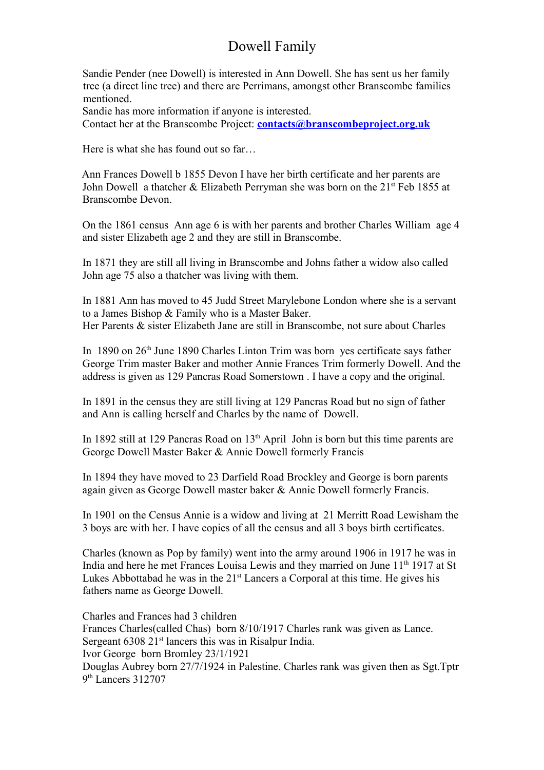# Dowell Family

Sandie Pender (nee Dowell) is interested in Ann Dowell. She has sent us her family tree (a direct line tree) and there are Perrimans, amongst other Branscombe families mentioned.

Sandie has more information if anyone is interested.

Contact her at the Branscombe Project: **contacts@branscombeproject.org.uk**

Here is what she has found out so far…

Ann Frances Dowell b 1855 Devon I have her birth certificate and her parents are John Dowell a thatcher & Elizabeth Perryman she was born on the 21st Feb 1855 at Branscombe Devon.

On the 1861 census Ann age 6 is with her parents and brother Charles William age 4 and sister Elizabeth age 2 and they are still in Branscombe.

In 1871 they are still all living in Branscombe and Johns father a widow also called John age 75 also a thatcher was living with them.

In 1881 Ann has moved to 45 Judd Street Marylebone London where she is a servant to a James Bishop & Family who is a Master Baker.
Her Parents & sister Elizabeth Jane are still in Branscombe, not sure about Charles

In 1890 on 26th June 1890 Charles Linton Trim was born yes certificate says father George Trim master Baker and mother Annie Frances Trim formerly Dowell. And the address is given as 129 Pancras Road Somerstown . I have a copy and the original.

In 1891 in the census they are still living at 129 Pancras Road but no sign of father and Ann is calling herself and Charles by the name of Dowell.

In 1892 still at 129 Pancras Road on 13th April John is born but this time parents are George Dowell Master Baker & Annie Dowell formerly Francis

In 1894 they have moved to 23 Darfield Road Brockley and George is born parents again given as George Dowell master baker & Annie Dowell formerly Francis.

In 1901 on the Census Annie is a widow and living at 21 Merritt Road Lewisham the 3 boys are with her. I have copies of all the census and all 3 boys birth certificates.

Charles (known as Pop by family) went into the army around 1906 in 1917 he was in India and here he met Frances Louisa Lewis and they married on June 11th 1917 at St Lukes Abbottabad he was in the 21st Lancers a Corporal at this time. He gives his fathers name as George Dowell.

Charles and Frances had 3 children
Frances Charles(called Chas) born 8/10/1917 Charles rank was given as Lance. Sergeant 6308 21st lancers this was in Risalpur India.
Ivor George born Bromley 23/1/1921
Douglas Aubrey born 27/7/1924 in Palestine. Charles rank was given then as Sgt.Tptr 9th Lancers 312707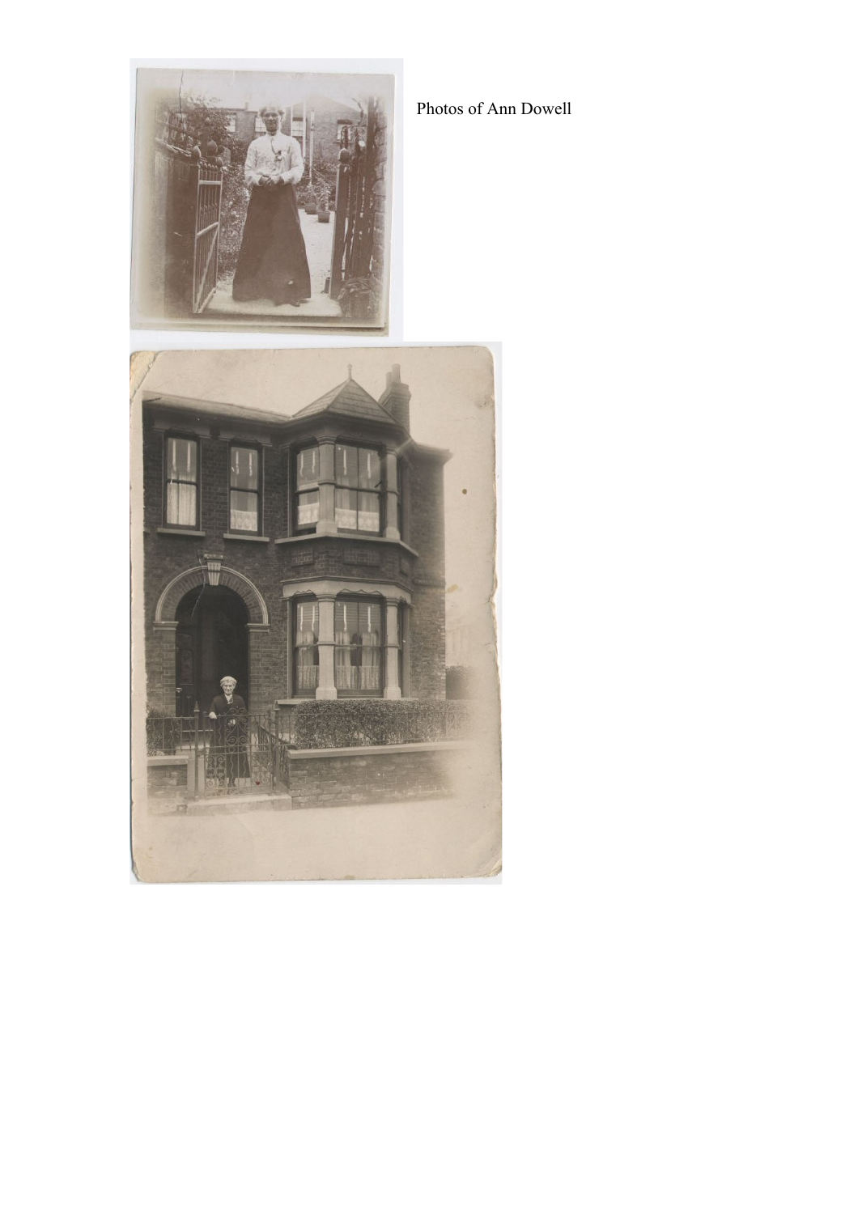Photos of Ann Dowell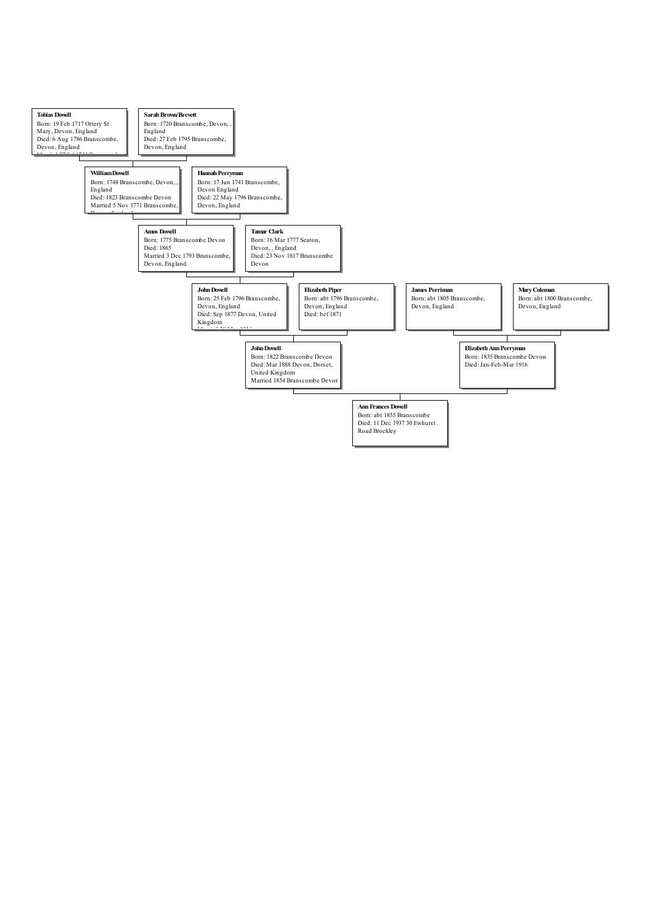**Tobias Dowell**
Born: 19 Feb 1717 Ottery St Mary, Devon, England
Died: 6 Aug 1786 Branscombe, Devon, England

**Sarah Brown/Brevett**
Born: 1720 Branscombe, Devon, , England
Died: 27 Feb 1795 Branscombe, Devon, England

**William Dowell**
Born: 1748 Branscombe, Devon, , England
Died: 1823 Branscombe Devon
Married 5 Nov 1771 Branscombe,

**Hannah Perryman**
Born: 17 Jun 1741 Branscombe, Devon England
Died: 22 May 1796 Branscombe, Devon, England

**Amos Dowell**
Born: 1775 Branscombe Devon
Died: 1865
Married 3 Dec 1793 Branscombe, Devon, England

**Tamar Clark**
Born: 16 Mar 1777 Seaton, Devon, , England
Died: 23 Nov 1817 Branscombe Devon

**John Dowell**
Born: 25 Feb 1796 Branscombe, Devon, England
Died: Sep 1877 Devon, United Kingdom

**Elizabeth Piper**
Born: abt 1796 Branscombe, Devon, England
Died: bef 1871

**James Perriman**
Born: abt 1805 Branscombe, Devon, England

**Mary Coleman**
Born: abt 1800 Branscombe, Devon, England

**John Dowell**
Born: 1822 Branscombe Devon
Died: Mar 1888 Devon, Dorset, United Kingdom
Married 1854 Branscombe Devon

**Elizabeth Ann Perryman**
Born: 1835 Branscombe Devon
Died: Jan-Feb-Mar 1916

**Ann Frances Dowell**
Born: abt 1855 Branscombe
Died: 11 Dec 1937 30 Ewhurst Road Brockley